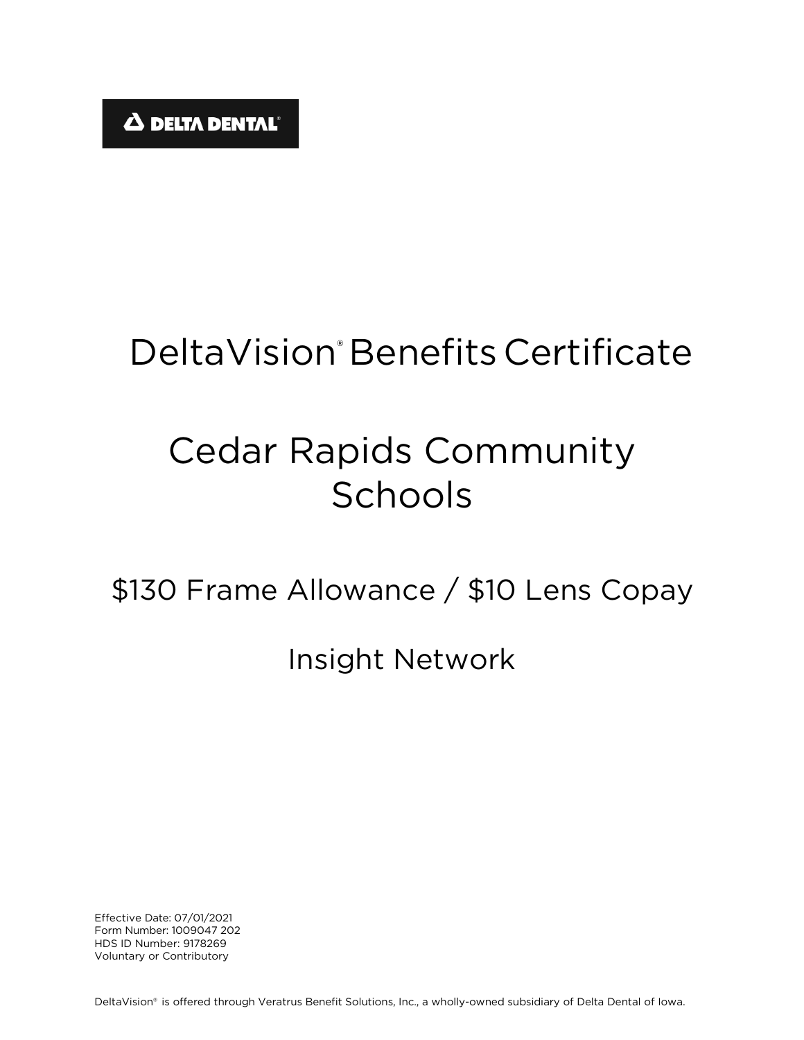DELTA DENTAL®

# DeltaVision® Benefits Certificate

# Cedar Rapids Community Schools

## $130 Frame Allowance / $10 Lens Copay

## Insight Network

Effective Date: 07/01/2021
Form Number: 1009047 202
HDS ID Number: 9178269
Voluntary or Contributory

DeltaVision® is offered through Veratrus Benefit Solutions, Inc., a wholly-owned subsidiary of Delta Dental of Iowa.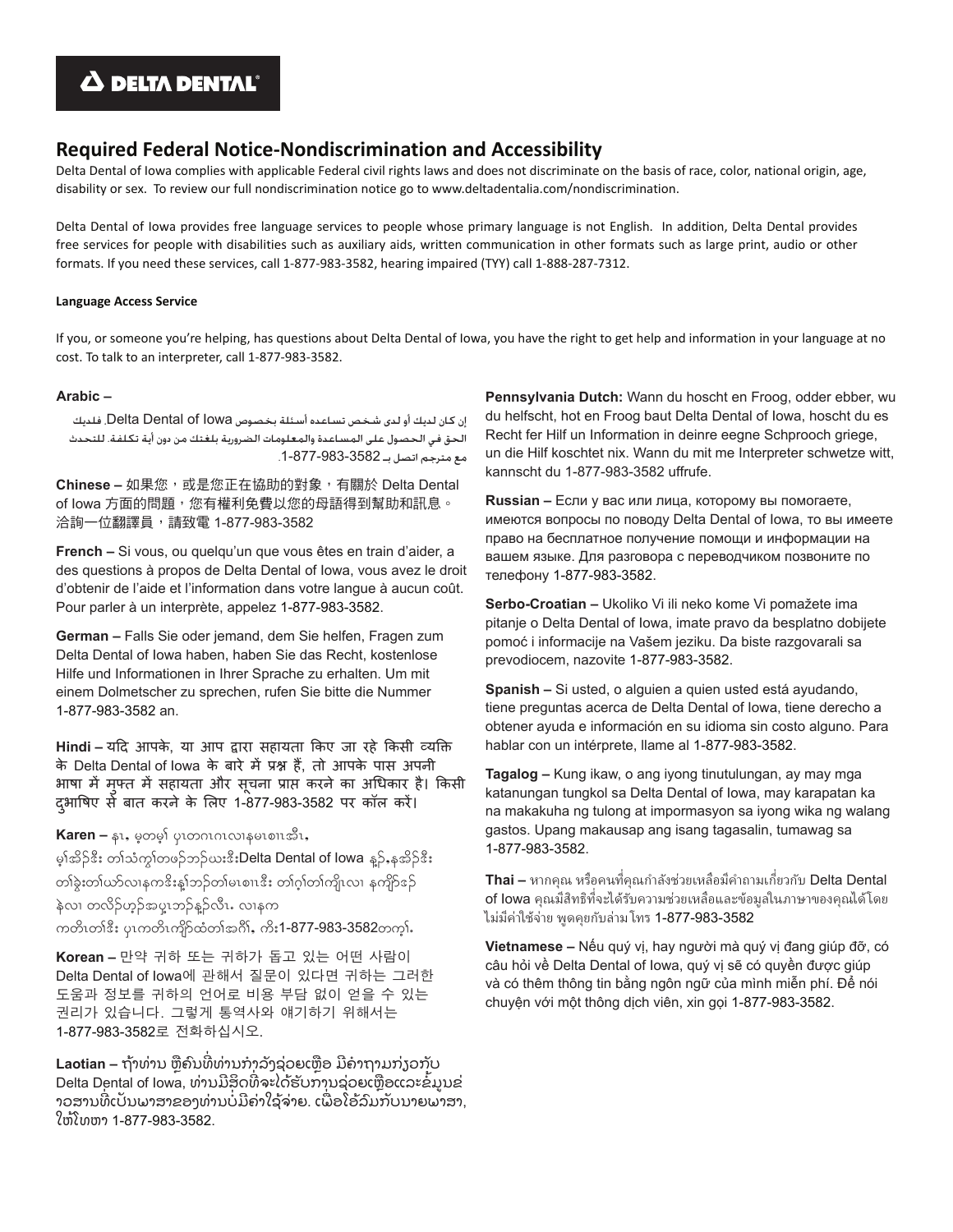DELTA DENTAL

## Required Federal Notice-Nondiscrimination and Accessibility

Delta Dental of Iowa complies with applicable Federal civil rights laws and does not discriminate on the basis of race, color, national origin, age, disability or sex. To review our full nondiscrimination notice go to www.deltadentalia.com/nondiscrimination.

Delta Dental of Iowa provides free language services to people whose primary language is not English. In addition, Delta Dental provides free services for people with disabilities such as auxiliary aids, written communication in other formats such as large print, audio or other formats. If you need these services, call 1-877-983-3582, hearing impaired (TYY) call 1-888-287-7312.

**Language Access Service**

If you, or someone you're helping, has questions about Delta Dental of Iowa, you have the right to get help and information in your language at no cost. To talk to an interpreter, call 1-877-983-3582.

**Arabic –**

إن كان لديك أو لدى شخص تساعده أسئلة بخصوص Delta Dental of Iowa، فلديك الحق في الحصول على المساعدة والمعلومات الضرورية بلغتك من دون أية تكلفة. للتحدث مع مترجم اتصل بـ 1-877-983-3582.

**Chinese –** 如果您，或是您正在協助的對象，有關於 Delta Dental of Iowa 方面的問題，您有權利免費以您的母語得到幫助和訊息。洽詢一位翻譯員，請致電 1-877-983-3582

**French –** Si vous, ou quelqu'un que vous êtes en train d'aider, a des questions à propos de Delta Dental of Iowa, vous avez le droit d'obtenir de l'aide et l'information dans votre langue à aucun coût. Pour parler à un interprète, appelez 1-877-983-3582.

**German –** Falls Sie oder jemand, dem Sie helfen, Fragen zum Delta Dental of Iowa haben, haben Sie das Recht, kostenlose Hilfe und Informationen in Ihrer Sprache zu erhalten. Um mit einem Dolmetscher zu sprechen, rufen Sie bitte die Nummer 1-877-983-3582 an.

**Hindi –** यदि आपके, या आप द्वारा सहायता किए जा रहे किसी व्यक्ति के Delta Dental of Iowa के बारे में प्रश्न हैं, तो आपके पास अपनी भाषा में मुफ्त में सहायता और सूचना प्राप्त करने का अधिकार है। किसी दुभाषिए से बात करने के लिए 1-877-983-3582 पर कॉल करें।

**Karen –** နၤ, မ့တမ့ၢ် ပှၤတဂၤဂၤလၢနမၤစၢၤအီၤ, မ့ၢ်အိၣ်ဒီး တၢ်သံကွၢ်တဖၣ်ဘၣ်ဃးဒီးDelta Dental of Iowa နှၣ်,နအိၣ်ဒီး တၢ်ခွဲးတၢ်ယာ်လၢနကဒိးန့ၢ်ဘၣ်တၢ်မၤစၢၤဒီး တၢ်ဂ့ၢ်တၢ်ကျိၤလၢ နကျိာ်ဒၣ် နဲလၢ တလိၣ်ဟ့ၣ်အပူၤဘၣ်နှၣ်လီၤ. လၢနက ကတိၤတၢ်ဒီး ပှၤကတိၤကျိာ်ထံတၢ်အဂီၢ်, ကိး1-877-983-3582တက့ၢ်.

**Korean –** 만약 귀하 또는 귀하가 돕고 있는 어떤 사람이 Delta Dental of Iowa에 관해서 질문이 있다면 귀하는 그러한 도움과 정보를 귀하의 언어로 비용 부담 없이 얻을 수 있는 권리가 있습니다. 그렇게 통역사와 얘기하기 위해서는 1-877-983-3582로 전화하십시오.

**Laotian –** ຖ້າທ່ານ ຫຼືຄົນທີ່ທ່ານກໍາລັງຊ່ວຍເຫຼືອ ມີຄໍາຖາມກ່ຽວກັບ Delta Dental of Iowa, ທ່ານມີສິດທີ່ຈະໄດ້ຮັບການຊ່ວຍເຫຼືອແລະຂໍ້ມູນຂ່າວສານທີ່ເປັນພາສາຂອງທ່ານບໍ່ມີຄ່າໃຊ້ຈ່າຍ. ເພື່ອໂອ້ລົມກັບນາຍພາສາ, ໃຫ້ໂທຫາ 1-877-983-3582.

**Pennsylvania Dutch:** Wann du hoscht en Froog, odder ebber, wu du helfscht, hot en Froog baut Delta Dental of Iowa, hoscht du es Recht fer Hilf un Information in deinre eegne Schprooch griege, un die Hilf koschtet nix. Wann du mit me Interpreter schwetze witt, kannscht du 1-877-983-3582 uffrufe.

**Russian –** Если у вас или лица, которому вы помогаете, имеются вопросы по поводу Delta Dental of Iowa, то вы имеете право на бесплатное получение помощи и информации на вашем языке. Для разговора с переводчиком позвоните по телефону 1-877-983-3582.

**Serbo-Croatian –** Ukoliko Vi ili neko kome Vi pomažete ima pitanje o Delta Dental of Iowa, imate pravo da besplatno dobijete pomoć i informacije na Vašem jeziku. Da biste razgovarali sa prevodiocem, nazovite 1-877-983-3582.

**Spanish –** Si usted, o alguien a quien usted está ayudando, tiene preguntas acerca de Delta Dental of Iowa, tiene derecho a obtener ayuda e información en su idioma sin costo alguno. Para hablar con un intérprete, llame al 1-877-983-3582.

**Tagalog –** Kung ikaw, o ang iyong tinutulungan, ay may mga katanungan tungkol sa Delta Dental of Iowa, may karapatan ka na makakuha ng tulong at impormasyon sa iyong wika ng walang gastos. Upang makausap ang isang tagasalin, tumawag sa 1-877-983-3582.

**Thai –** หากคุณ หรือคนที่คุณกำลังช่วยเหลือมีคำถามเกี่ยวกับ Delta Dental of Iowa คุณมีสิทธิที่จะได้รับความช่วยเหลือและข้อมูลในภาษาของคุณได้โดยไม่มีค่าใช้จ่าย พูดคุยกับล่าม โทร 1-877-983-3582

**Vietnamese –** Nếu quý vị, hay người mà quý vị đang giúp đỡ, có câu hỏi về Delta Dental of Iowa, quý vị sẽ có quyền được giúp và có thêm thông tin bằng ngôn ngữ của mình miễn phí. Để nói chuyện với một thông dịch viên, xin gọi 1-877-983-3582.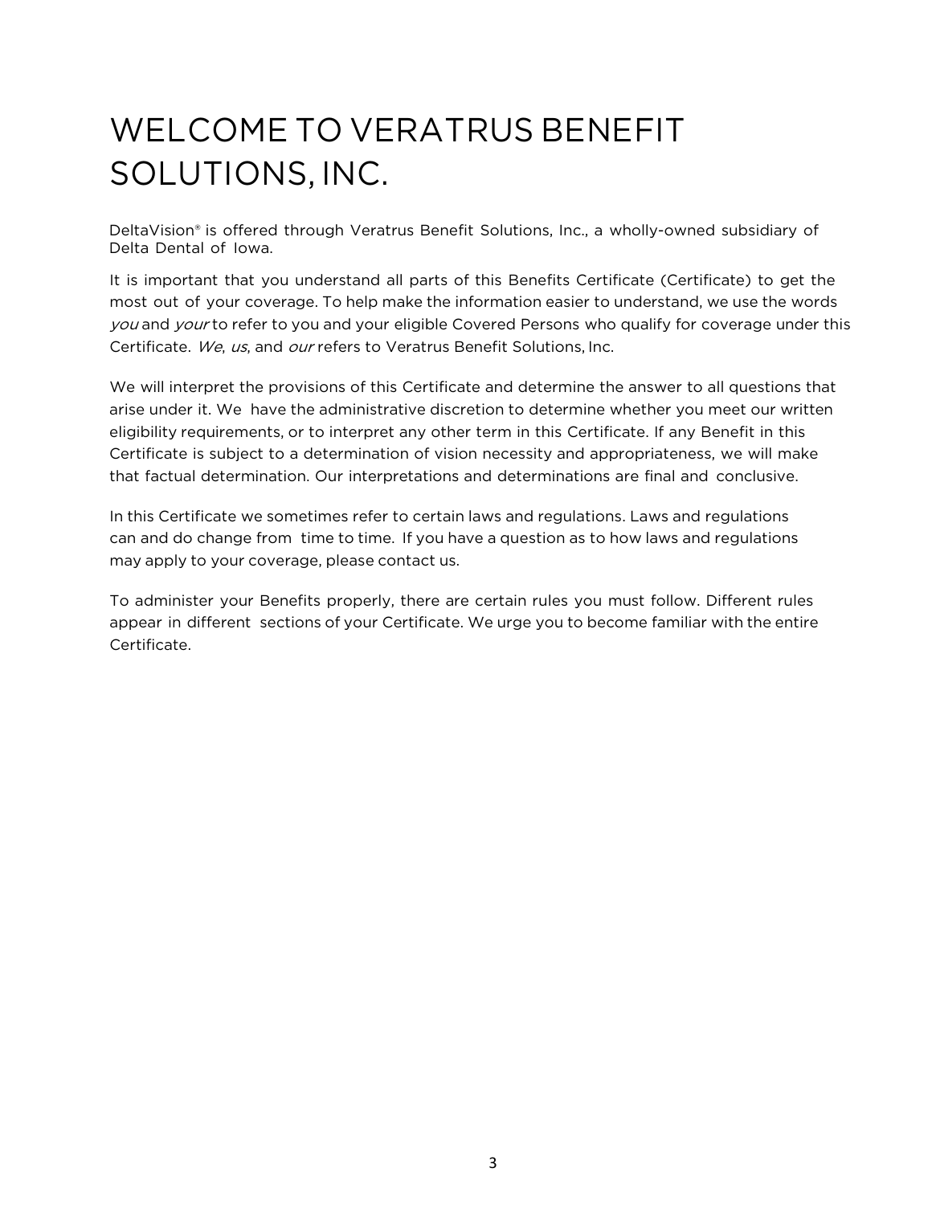# WELCOME TO VERATRUS BENEFIT SOLUTIONS, INC.

DeltaVision® is offered through Veratrus Benefit Solutions, Inc., a wholly-owned subsidiary of Delta Dental of Iowa.

It is important that you understand all parts of this Benefits Certificate (Certificate) to get the most out of your coverage. To help make the information easier to understand, we use the words *you* and *your* to refer to you and your eligible Covered Persons who qualify for coverage under this Certificate. *We*, *us*, and *our* refers to Veratrus Benefit Solutions, Inc.

We will interpret the provisions of this Certificate and determine the answer to all questions that arise under it. We have the administrative discretion to determine whether you meet our written eligibility requirements, or to interpret any other term in this Certificate. If any Benefit in this Certificate is subject to a determination of vision necessity and appropriateness, we will make that factual determination. Our interpretations and determinations are final and conclusive.

In this Certificate we sometimes refer to certain laws and regulations. Laws and regulations can and do change from time to time. If you have a question as to how laws and regulations may apply to your coverage, please contact us.

To administer your Benefits properly, there are certain rules you must follow. Different rules appear in different sections of your Certificate. We urge you to become familiar with the entire Certificate.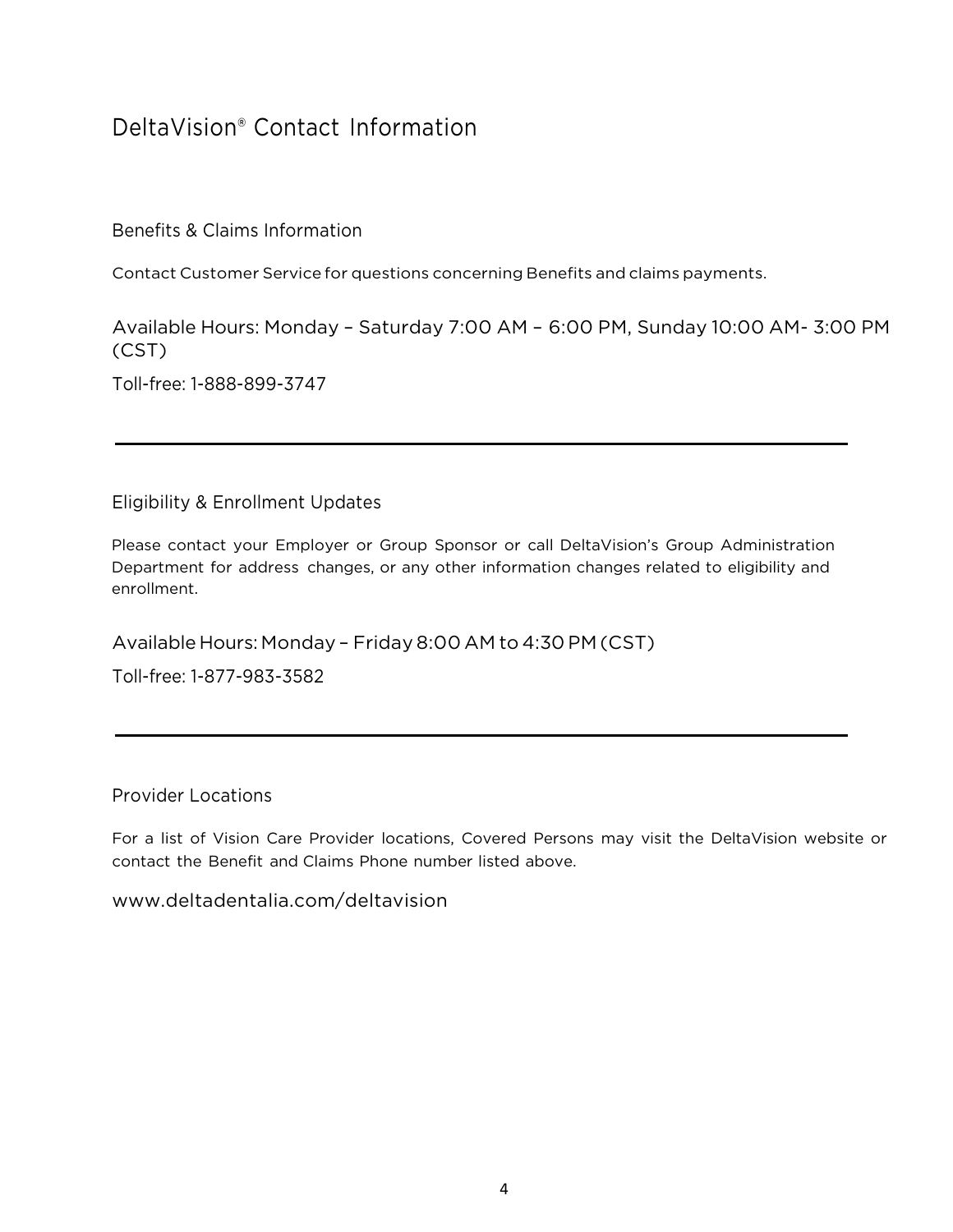# DeltaVision® Contact Information

## Benefits & Claims Information

Contact Customer Service for questions concerning Benefits and claims payments.

Available Hours: Monday – Saturday 7:00 AM – 6:00 PM, Sunday 10:00 AM- 3:00 PM (CST)

Toll-free: 1-888-899-3747

---

## Eligibility & Enrollment Updates

Please contact your Employer or Group Sponsor or call DeltaVision's Group Administration Department for address changes, or any other information changes related to eligibility and enrollment.

Available Hours: Monday – Friday 8:00 AM to 4:30 PM (CST)

Toll-free: 1-877-983-3582

---

## Provider Locations

For a list of Vision Care Provider locations, Covered Persons may visit the DeltaVision website or contact the Benefit and Claims Phone number listed above.

www.deltadentalia.com/deltavision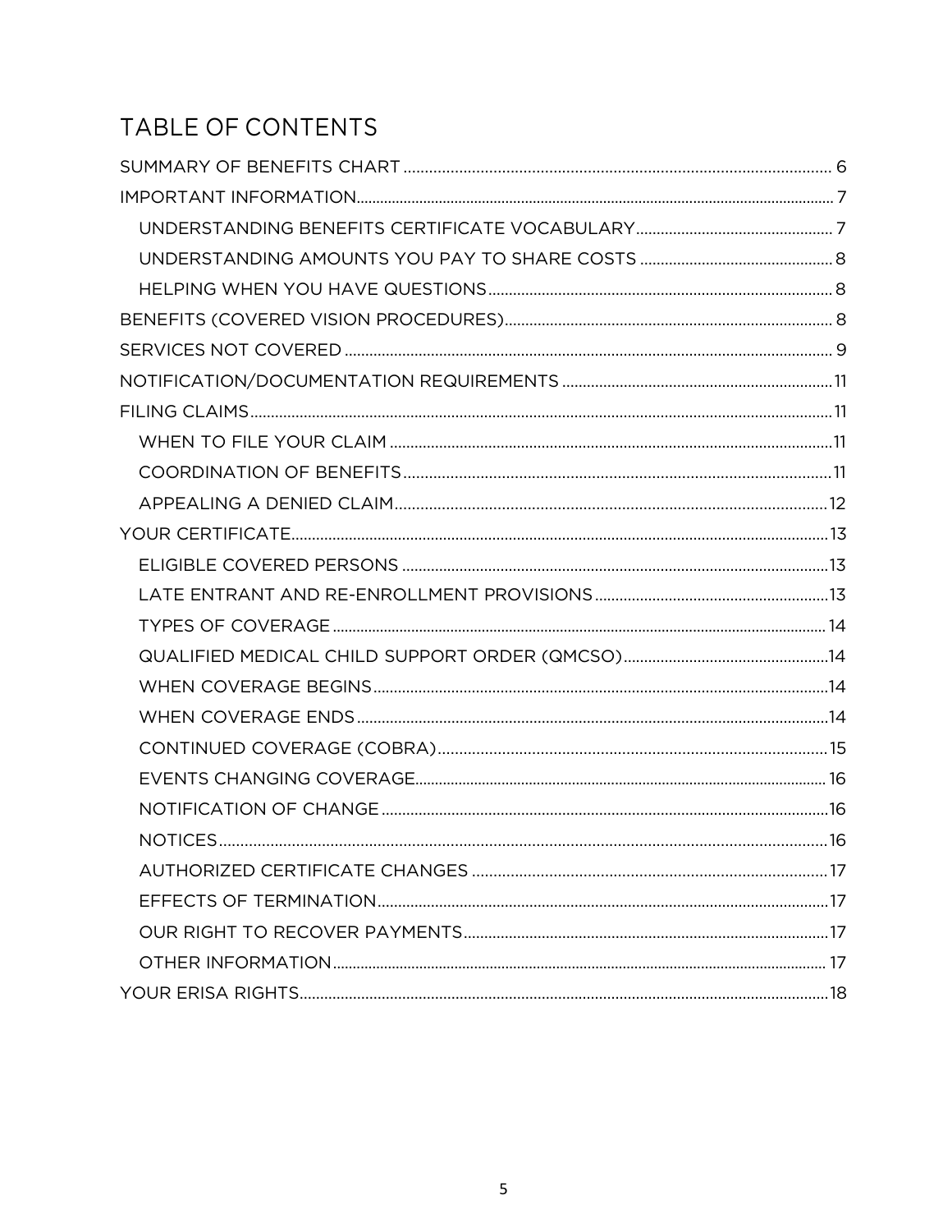# TABLE OF CONTENTS

SUMMARY OF BENEFITS CHART ..... 6

IMPORTANT INFORMATION ..... 7

- UNDERSTANDING BENEFITS CERTIFICATE VOCABULARY ..... 7
- UNDERSTANDING AMOUNTS YOU PAY TO SHARE COSTS ..... 8
- HELPING WHEN YOU HAVE QUESTIONS ..... 8

BENEFITS (COVERED VISION PROCEDURES) ..... 8

SERVICES NOT COVERED ..... 9

NOTIFICATION/DOCUMENTATION REQUIREMENTS ..... 11

FILING CLAIMS ..... 11

- WHEN TO FILE YOUR CLAIM ..... 11
- COORDINATION OF BENEFITS ..... 11
- APPEALING A DENIED CLAIM ..... 12

YOUR CERTIFICATE ..... 13

- ELIGIBLE COVERED PERSONS ..... 13
- LATE ENTRANT AND RE-ENROLLMENT PROVISIONS ..... 13
- TYPES OF COVERAGE ..... 14
- QUALIFIED MEDICAL CHILD SUPPORT ORDER (QMCSO) ..... 14
- WHEN COVERAGE BEGINS ..... 14
- WHEN COVERAGE ENDS ..... 14
- CONTINUED COVERAGE (COBRA) ..... 15
- EVENTS CHANGING COVERAGE ..... 16
- NOTIFICATION OF CHANGE ..... 16
- NOTICES ..... 16
- AUTHORIZED CERTIFICATE CHANGES ..... 17
- EFFECTS OF TERMINATION ..... 17
- OUR RIGHT TO RECOVER PAYMENTS ..... 17
- OTHER INFORMATION ..... 17

YOUR ERISA RIGHTS ..... 18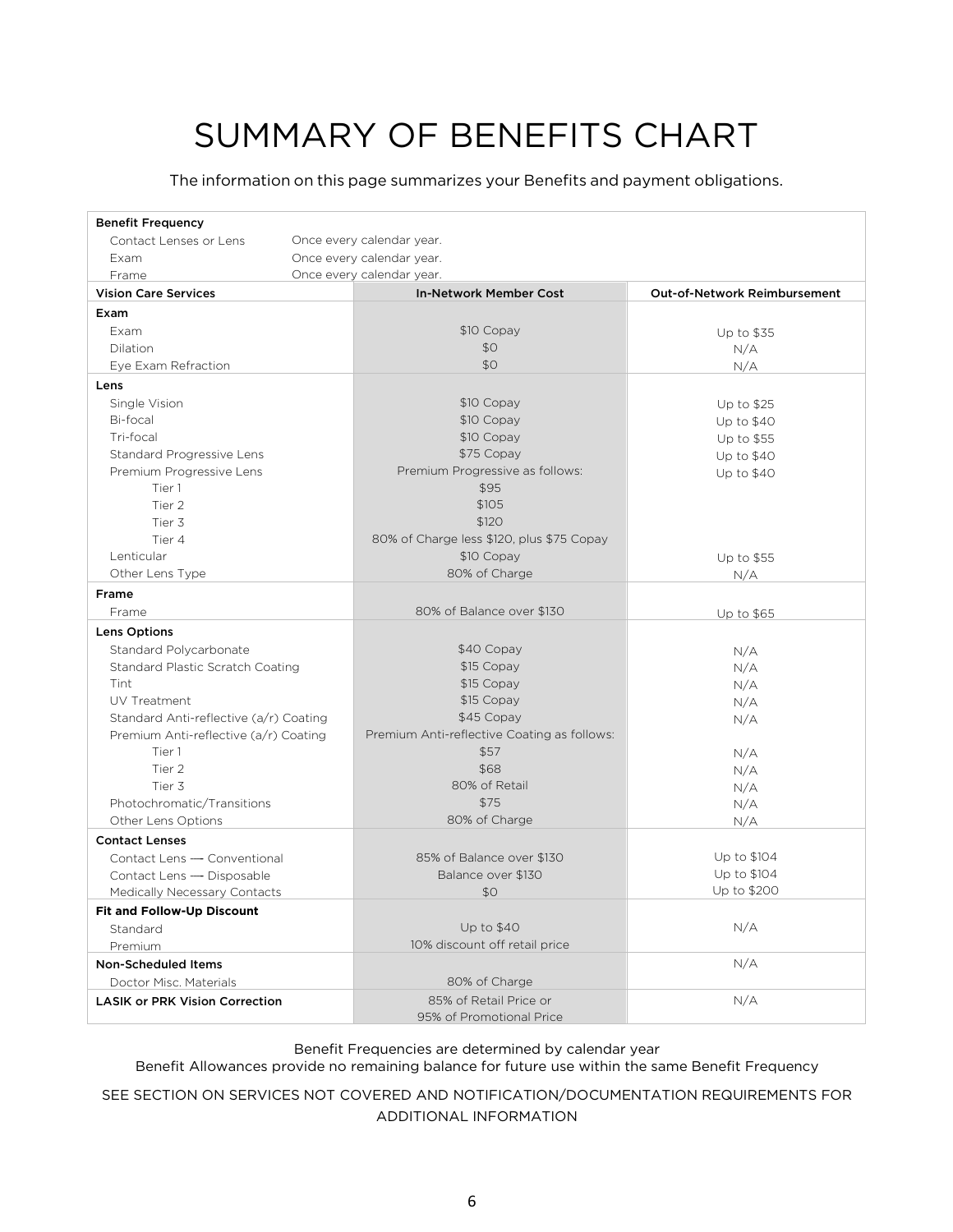# SUMMARY OF BENEFITS CHART

The information on this page summarizes your Benefits and payment obligations.

| **Benefit Frequency** | | |
|---|---|---|
| Contact Lenses or Lens | Once every calendar year. | |
| Exam | Once every calendar year. | |
| Frame | Once every calendar year. | |
| **Vision Care Services** | **In-Network Member Cost** | **Out-of-Network Reimbursement** |
| **Exam** | | |
| Exam | $10 Copay | Up to $35 |
| Dilation | $0 | N/A |
| Eye Exam Refraction | $0 | N/A |
| **Lens** | | |
| Single Vision | $10 Copay | Up to $25 |
| Bi-focal | $10 Copay | Up to $40 |
| Tri-focal | $10 Copay | Up to $55 |
| Standard Progressive Lens | $75 Copay | Up to $40 |
| Premium Progressive Lens | Premium Progressive as follows: | Up to $40 |
| Tier 1 | $95 | |
| Tier 2 | $105 | |
| Tier 3 | $120 | |
| Tier 4 | 80% of Charge less $120, plus $75 Copay | |
| Lenticular | $10 Copay | Up to $55 |
| Other Lens Type | 80% of Charge | N/A |
| **Frame** | | |
| Frame | 80% of Balance over $130 | Up to $65 |
| **Lens Options** | | |
| Standard Polycarbonate | $40 Copay | N/A |
| Standard Plastic Scratch Coating | $15 Copay | N/A |
| Tint | $15 Copay | N/A |
| UV Treatment | $15 Copay | N/A |
| Standard Anti-reflective (a/r) Coating | $45 Copay | N/A |
| Premium Anti-reflective (a/r) Coating | Premium Anti-reflective Coating as follows: | |
| Tier 1 | $57 | N/A |
| Tier 2 | $68 | N/A |
| Tier 3 | 80% of Retail | N/A |
| Photochromatic/Transitions | $75 | N/A |
| Other Lens Options | 80% of Charge | N/A |
| **Contact Lenses** | | |
| Contact Lens — Conventional | 85% of Balance over $130 | Up to $104 |
| Contact Lens — Disposable | Balance over $130 | Up to $104 |
| Medically Necessary Contacts | $0 | Up to $200 |
| **Fit and Follow-Up Discount** | | |
| Standard | Up to $40 | N/A |
| Premium | 10% discount off retail price | |
| **Non-Scheduled Items** | | N/A |
| Doctor Misc. Materials | 80% of Charge | |
| **LASIK or PRK Vision Correction** | 85% of Retail Price or 95% of Promotional Price | N/A |

Benefit Frequencies are determined by calendar year

Benefit Allowances provide no remaining balance for future use within the same Benefit Frequency

SEE SECTION ON SERVICES NOT COVERED AND NOTIFICATION/DOCUMENTATION REQUIREMENTS FOR ADDITIONAL INFORMATION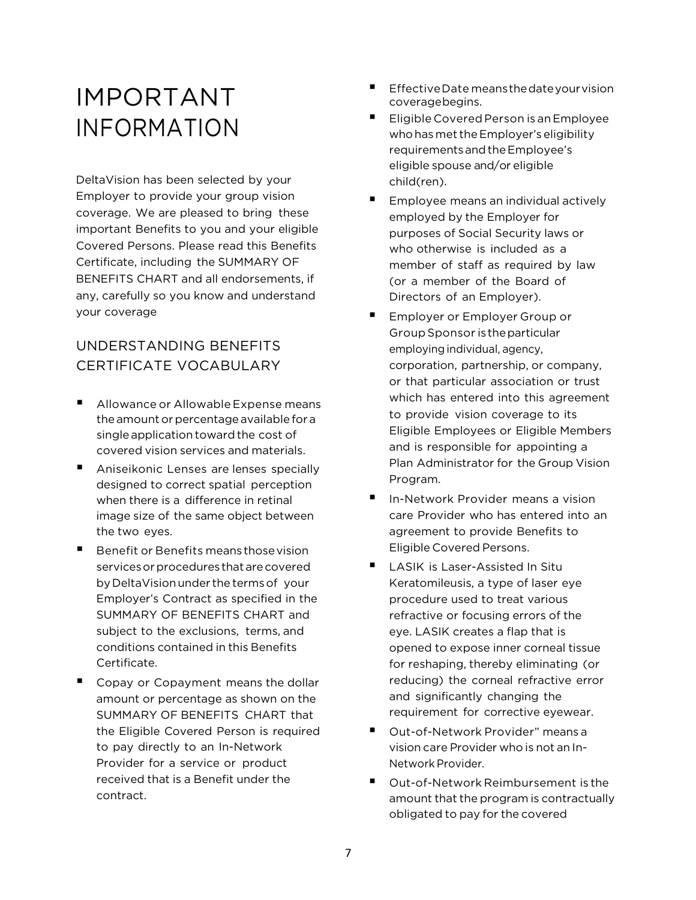# IMPORTANT INFORMATION

DeltaVision has been selected by your Employer to provide your group vision coverage. We are pleased to bring these important Benefits to you and your eligible Covered Persons. Please read this Benefits Certificate, including the SUMMARY OF BENEFITS CHART and all endorsements, if any, carefully so you know and understand your coverage

## UNDERSTANDING BENEFITS CERTIFICATE VOCABULARY

- Allowance or Allowable Expense means the amount or percentage available for a single application toward the cost of covered vision services and materials.
- Aniseikonic Lenses are lenses specially designed to correct spatial perception when there is a difference in retinal image size of the same object between the two eyes.
- Benefit or Benefits means those vision services or procedures that are covered by DeltaVision under the terms of your Employer's Contract as specified in the SUMMARY OF BENEFITS CHART and subject to the exclusions, terms, and conditions contained in this Benefits Certificate.
- Copay or Copayment means the dollar amount or percentage as shown on the SUMMARY OF BENEFITS CHART that the Eligible Covered Person is required to pay directly to an In-Network Provider for a service or product received that is a Benefit under the contract.
- Effective Date means the date your vision coverage begins.
- Eligible Covered Person is an Employee who has met the Employer's eligibility requirements and the Employee's eligible spouse and/or eligible child(ren).
- Employee means an individual actively employed by the Employer for purposes of Social Security laws or who otherwise is included as a member of staff as required by law (or a member of the Board of Directors of an Employer).
- Employer or Employer Group or Group Sponsor is the particular employing individual, agency, corporation, partnership, or company, or that particular association or trust which has entered into this agreement to provide vision coverage to its Eligible Employees or Eligible Members and is responsible for appointing a Plan Administrator for the Group Vision Program.
- In-Network Provider means a vision care Provider who has entered into an agreement to provide Benefits to Eligible Covered Persons.
- LASIK is Laser-Assisted In Situ Keratomileusis, a type of laser eye procedure used to treat various refractive or focusing errors of the eye. LASIK creates a flap that is opened to expose inner corneal tissue for reshaping, thereby eliminating (or reducing) the corneal refractive error and significantly changing the requirement for corrective eyewear.
- Out-of-Network Provider" means a vision care Provider who is not an In-Network Provider.
- Out-of-Network Reimbursement is the amount that the program is contractually obligated to pay for the covered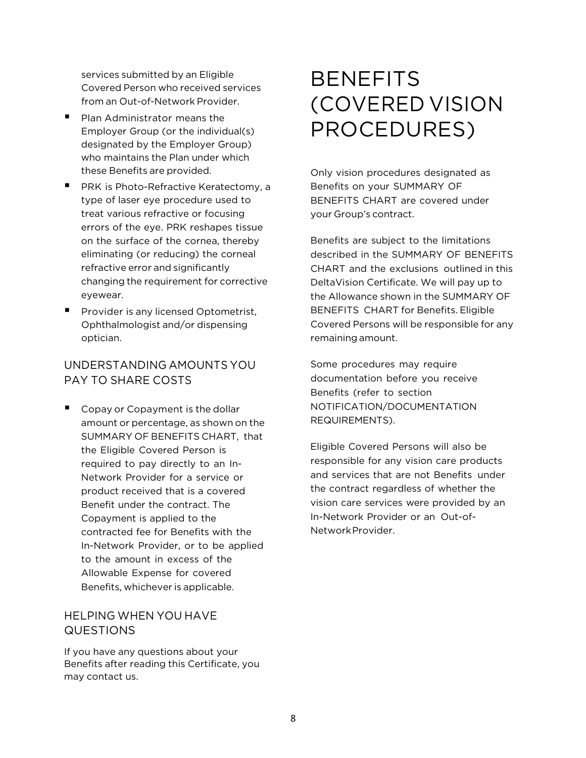services submitted by an Eligible Covered Person who received services from an Out-of-Network Provider.

- Plan Administrator means the Employer Group (or the individual(s) designated by the Employer Group) who maintains the Plan under which these Benefits are provided.
- PRK is Photo-Refractive Keratectomy, a type of laser eye procedure used to treat various refractive or focusing errors of the eye. PRK reshapes tissue on the surface of the cornea, thereby eliminating (or reducing) the corneal refractive error and significantly changing the requirement for corrective eyewear.
- Provider is any licensed Optometrist, Ophthalmologist and/or dispensing optician.

## UNDERSTANDING AMOUNTS YOU PAY TO SHARE COSTS

- Copay or Copayment is the dollar amount or percentage, as shown on the SUMMARY OF BENEFITS CHART, that the Eligible Covered Person is required to pay directly to an In-Network Provider for a service or product received that is a covered Benefit under the contract. The Copayment is applied to the contracted fee for Benefits with the In-Network Provider, or to be applied to the amount in excess of the Allowable Expense for covered Benefits, whichever is applicable.

## HELPING WHEN YOU HAVE QUESTIONS

If you have any questions about your Benefits after reading this Certificate, you may contact us.

# BENEFITS (COVERED VISION PROCEDURES)

Only vision procedures designated as Benefits on your SUMMARY OF BENEFITS CHART are covered under your Group's contract.

Benefits are subject to the limitations described in the SUMMARY OF BENEFITS CHART and the exclusions outlined in this DeltaVision Certificate. We will pay up to the Allowance shown in the SUMMARY OF BENEFITS CHART for Benefits. Eligible Covered Persons will be responsible for any remaining amount.

Some procedures may require documentation before you receive Benefits (refer to section NOTIFICATION/DOCUMENTATION REQUIREMENTS).

Eligible Covered Persons will also be responsible for any vision care products and services that are not Benefits under the contract regardless of whether the vision care services were provided by an In-Network Provider or an Out-of-Network Provider.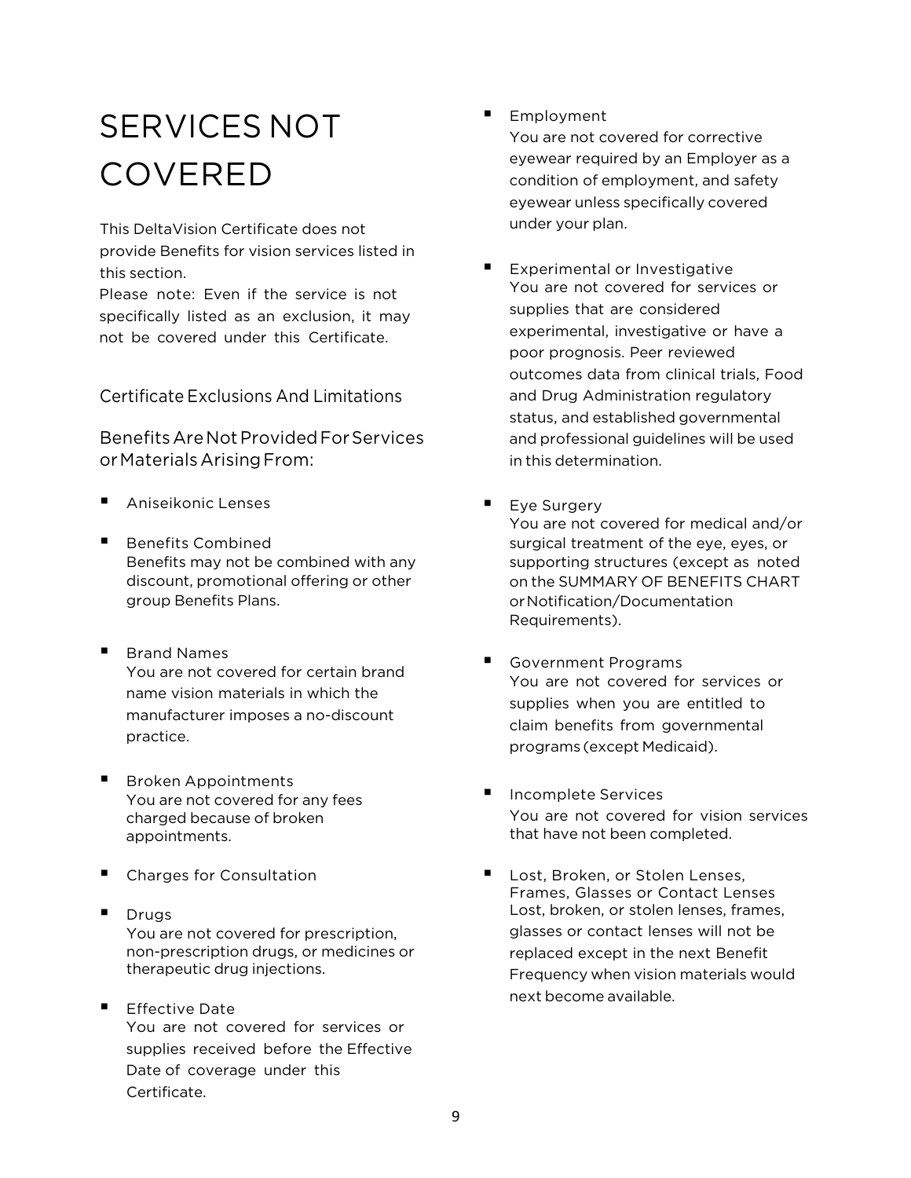# SERVICES NOT COVERED

This DeltaVision Certificate does not provide Benefits for vision services listed in this section.
Please note: Even if the service is not specifically listed as an exclusion, it may not be covered under this Certificate.

## Certificate Exclusions And Limitations

### Benefits Are Not Provided For Services or Materials Arising From:

- Aniseikonic Lenses
- Benefits Combined
  Benefits may not be combined with any discount, promotional offering or other group Benefits Plans.
- Brand Names
  You are not covered for certain brand name vision materials in which the manufacturer imposes a no-discount practice.
- Broken Appointments
  You are not covered for any fees charged because of broken appointments.
- Charges for Consultation
- Drugs
  You are not covered for prescription, non-prescription drugs, or medicines or therapeutic drug injections.
- Effective Date
  You are not covered for services or supplies received before the Effective Date of coverage under this Certificate.
- Employment
  You are not covered for corrective eyewear required by an Employer as a condition of employment, and safety eyewear unless specifically covered under your plan.
- Experimental or Investigative
  You are not covered for services or supplies that are considered experimental, investigative or have a poor prognosis. Peer reviewed outcomes data from clinical trials, Food and Drug Administration regulatory status, and established governmental and professional guidelines will be used in this determination.
- Eye Surgery
  You are not covered for medical and/or surgical treatment of the eye, eyes, or supporting structures (except as noted on the SUMMARY OF BENEFITS CHART or Notification/Documentation Requirements).
- Government Programs
  You are not covered for services or supplies when you are entitled to claim benefits from governmental programs (except Medicaid).
- Incomplete Services
  You are not covered for vision services that have not been completed.
- Lost, Broken, or Stolen Lenses, Frames, Glasses or Contact Lenses
  Lost, broken, or stolen lenses, frames, glasses or contact lenses will not be replaced except in the next Benefit Frequency when vision materials would next become available.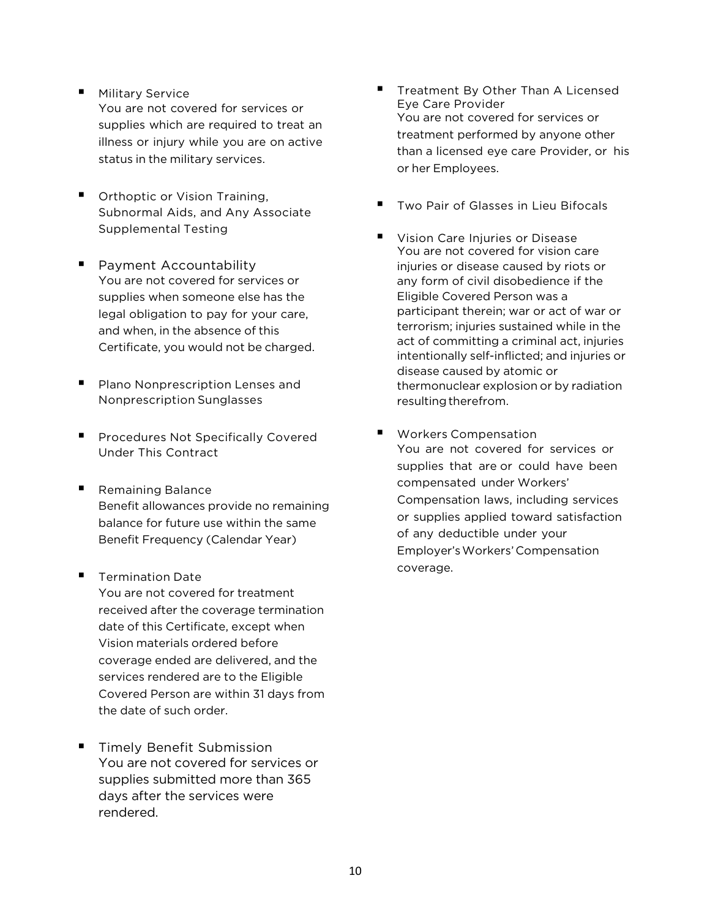- **Military Service**
  You are not covered for services or supplies which are required to treat an illness or injury while you are on active status in the military services.

- **Orthoptic or Vision Training, Subnormal Aids, and Any Associate Supplemental Testing**

- **Payment Accountability**
  You are not covered for services or supplies when someone else has the legal obligation to pay for your care, and when, in the absence of this Certificate, you would not be charged.

- **Plano Nonprescription Lenses and Nonprescription Sunglasses**

- **Procedures Not Specifically Covered Under This Contract**

- **Remaining Balance**
  Benefit allowances provide no remaining balance for future use within the same Benefit Frequency (Calendar Year)

- **Termination Date**
  You are not covered for treatment received after the coverage termination date of this Certificate, except when Vision materials ordered before coverage ended are delivered, and the services rendered are to the Eligible Covered Person are within 31 days from the date of such order.

- **Timely Benefit Submission**
  You are not covered for services or supplies submitted more than 365 days after the services were rendered.

- **Treatment By Other Than A Licensed Eye Care Provider**
  You are not covered for services or treatment performed by anyone other than a licensed eye care Provider, or his or her Employees.

- **Two Pair of Glasses in Lieu Bifocals**

- **Vision Care Injuries or Disease**
  You are not covered for vision care injuries or disease caused by riots or any form of civil disobedience if the Eligible Covered Person was a participant therein; war or act of war or terrorism; injuries sustained while in the act of committing a criminal act, injuries intentionally self-inflicted; and injuries or disease caused by atomic or thermonuclear explosion or by radiation resulting therefrom.

- **Workers Compensation**
  You are not covered for services or supplies that are or could have been compensated under Workers' Compensation laws, including services or supplies applied toward satisfaction of any deductible under your Employer's Workers' Compensation coverage.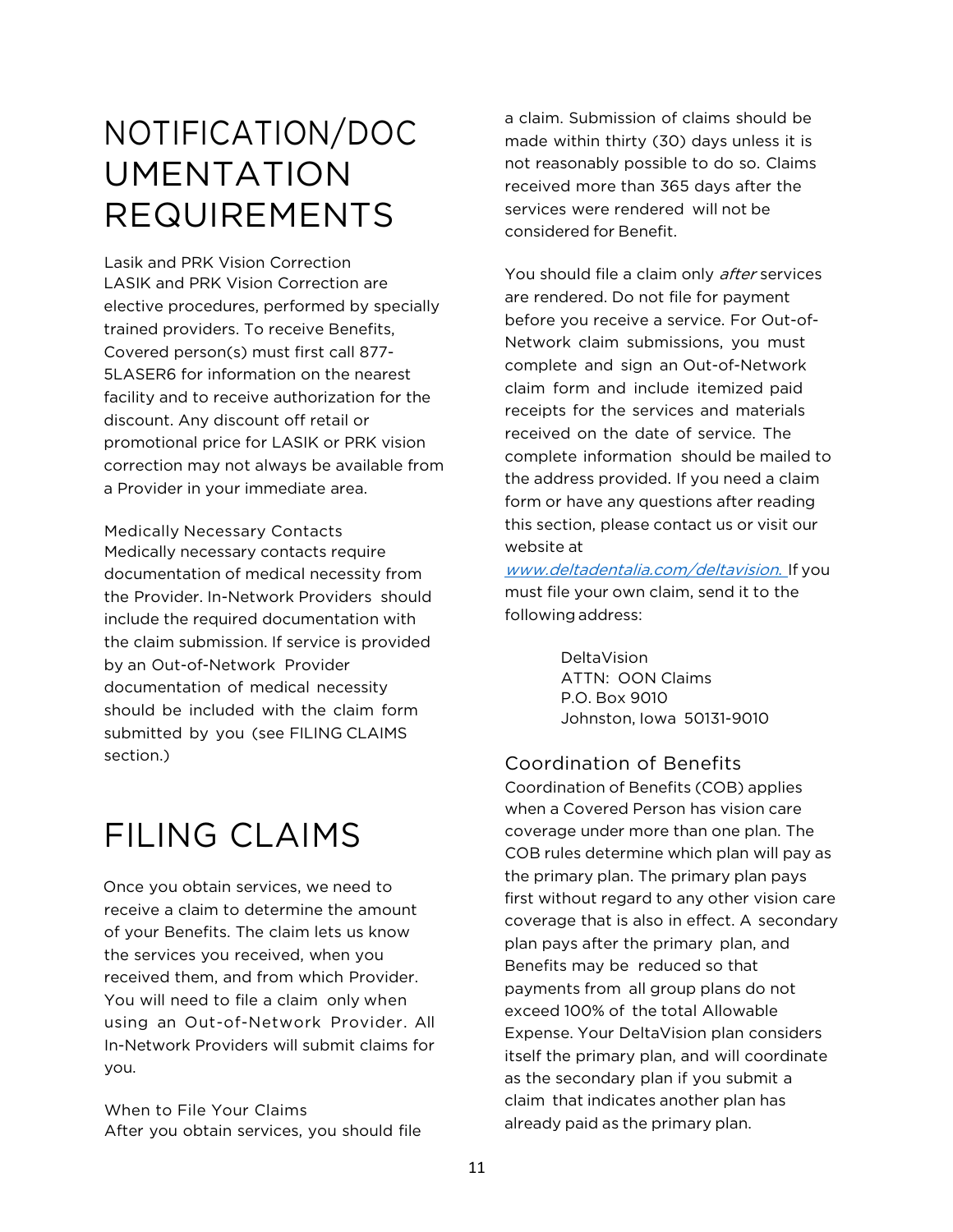# NOTIFICATION/DOCUMENTATION REQUIREMENTS

Lasik and PRK Vision Correction

LASIK and PRK Vision Correction are elective procedures, performed by specially trained providers. To receive Benefits, Covered person(s) must first call 877-5LASER6 for information on the nearest facility and to receive authorization for the discount. Any discount off retail or promotional price for LASIK or PRK vision correction may not always be available from a Provider in your immediate area.

Medically Necessary Contacts

Medically necessary contacts require documentation of medical necessity from the Provider. In-Network Providers should include the required documentation with the claim submission. If service is provided by an Out-of-Network Provider documentation of medical necessity should be included with the claim form submitted by you (see FILING CLAIMS section.)

# FILING CLAIMS

Once you obtain services, we need to receive a claim to determine the amount of your Benefits. The claim lets us know the services you received, when you received them, and from which Provider. You will need to file a claim only when using an Out-of-Network Provider. All In-Network Providers will submit claims for you.

When to File Your Claims

After you obtain services, you should file a claim. Submission of claims should be made within thirty (30) days unless it is not reasonably possible to do so. Claims received more than 365 days after the services were rendered will not be considered for Benefit.

You should file a claim only *after* services are rendered. Do not file for payment before you receive a service. For Out-of-Network claim submissions, you must complete and sign an Out-of-Network claim form and include itemized paid receipts for the services and materials received on the date of service. The complete information should be mailed to the address provided. If you need a claim form or have any questions after reading this section, please contact us or visit our website at www.deltadentalia.com/deltavision. If you must file your own claim, send it to the following address:

DeltaVision
ATTN: OON Claims
P.O. Box 9010
Johnston, Iowa 50131-9010

## Coordination of Benefits

Coordination of Benefits (COB) applies when a Covered Person has vision care coverage under more than one plan. The COB rules determine which plan will pay as the primary plan. The primary plan pays first without regard to any other vision care coverage that is also in effect. A secondary plan pays after the primary plan, and Benefits may be reduced so that payments from all group plans do not exceed 100% of the total Allowable Expense. Your DeltaVision plan considers itself the primary plan, and will coordinate as the secondary plan if you submit a claim that indicates another plan has already paid as the primary plan.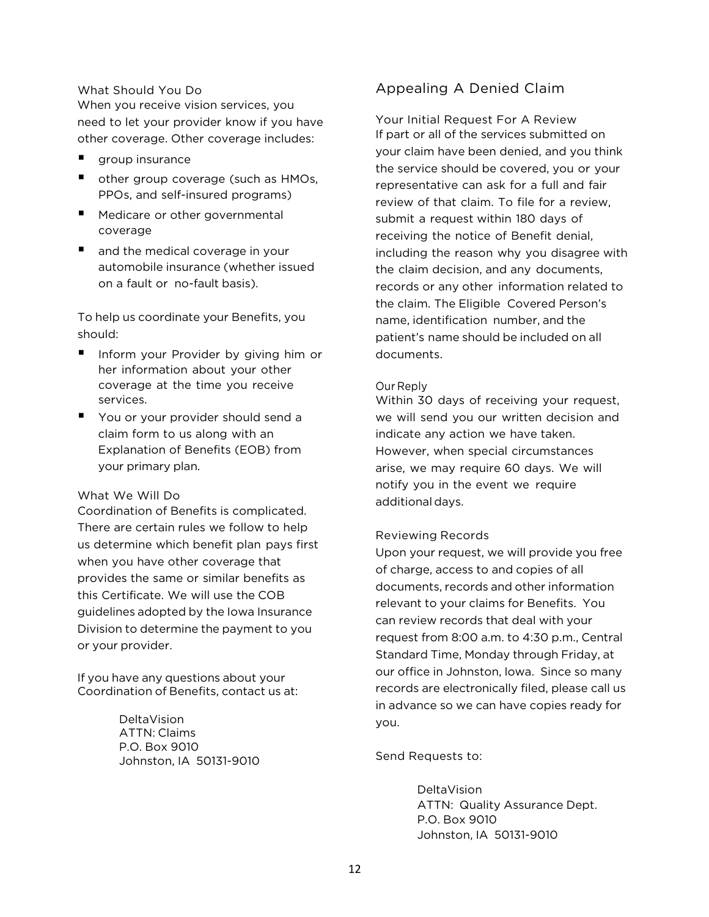### What Should You Do

When you receive vision services, you need to let your provider know if you have other coverage. Other coverage includes:

- group insurance
- other group coverage (such as HMOs, PPOs, and self-insured programs)
- Medicare or other governmental coverage
- and the medical coverage in your automobile insurance (whether issued on a fault or no-fault basis).

To help us coordinate your Benefits, you should:

- Inform your Provider by giving him or her information about your other coverage at the time you receive services.
- You or your provider should send a claim form to us along with an Explanation of Benefits (EOB) from your primary plan.

### What We Will Do

Coordination of Benefits is complicated. There are certain rules we follow to help us determine which benefit plan pays first when you have other coverage that provides the same or similar benefits as this Certificate. We will use the COB guidelines adopted by the Iowa Insurance Division to determine the payment to you or your provider.

If you have any questions about your Coordination of Benefits, contact us at:

DeltaVision
ATTN: Claims
P.O. Box 9010
Johnston, IA 50131-9010

## Appealing A Denied Claim

### Your Initial Request For A Review

If part or all of the services submitted on your claim have been denied, and you think the service should be covered, you or your representative can ask for a full and fair review of that claim. To file for a review, submit a request within 180 days of receiving the notice of Benefit denial, including the reason why you disagree with the claim decision, and any documents, records or any other information related to the claim. The Eligible Covered Person's name, identification number, and the patient's name should be included on all documents.

### Our Reply

Within 30 days of receiving your request, we will send you our written decision and indicate any action we have taken. However, when special circumstances arise, we may require 60 days. We will notify you in the event we require additional days.

### Reviewing Records

Upon your request, we will provide you free of charge, access to and copies of all documents, records and other information relevant to your claims for Benefits. You can review records that deal with your request from 8:00 a.m. to 4:30 p.m., Central Standard Time, Monday through Friday, at our office in Johnston, Iowa. Since so many records are electronically filed, please call us in advance so we can have copies ready for you.

Send Requests to:

DeltaVision
ATTN: Quality Assurance Dept.
P.O. Box 9010
Johnston, IA 50131-9010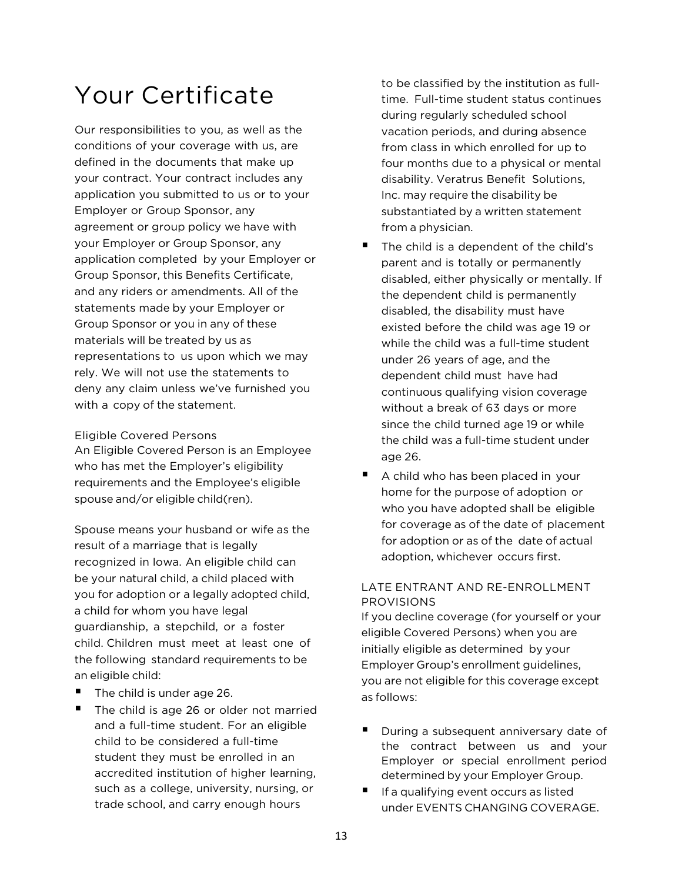# Your Certificate

Our responsibilities to you, as well as the conditions of your coverage with us, are defined in the documents that make up your contract. Your contract includes any application you submitted to us or to your Employer or Group Sponsor, any agreement or group policy we have with your Employer or Group Sponsor, any application completed by your Employer or Group Sponsor, this Benefits Certificate, and any riders or amendments. All of the statements made by your Employer or Group Sponsor or you in any of these materials will be treated by us as representations to us upon which we may rely. We will not use the statements to deny any claim unless we've furnished you with a copy of the statement.

## Eligible Covered Persons

An Eligible Covered Person is an Employee who has met the Employer's eligibility requirements and the Employee's eligible spouse and/or eligible child(ren).

Spouse means your husband or wife as the result of a marriage that is legally recognized in Iowa. An eligible child can be your natural child, a child placed with you for adoption or a legally adopted child, a child for whom you have legal guardianship, a stepchild, or a foster child. Children must meet at least one of the following standard requirements to be an eligible child:

- The child is under age 26.
- The child is age 26 or older not married and a full-time student. For an eligible child to be considered a full-time student they must be enrolled in an accredited institution of higher learning, such as a college, university, nursing, or trade school, and carry enough hours to be classified by the institution as full-time. Full-time student status continues during regularly scheduled school vacation periods, and during absence from class in which enrolled for up to four months due to a physical or mental disability. Veratrus Benefit Solutions, Inc. may require the disability be substantiated by a written statement from a physician.
- The child is a dependent of the child's parent and is totally or permanently disabled, either physically or mentally. If the dependent child is permanently disabled, the disability must have existed before the child was age 19 or while the child was a full-time student under 26 years of age, and the dependent child must have had continuous qualifying vision coverage without a break of 63 days or more since the child turned age 19 or while the child was a full-time student under age 26.
- A child who has been placed in your home for the purpose of adoption or who you have adopted shall be eligible for coverage as of the date of placement for adoption or as of the date of actual adoption, whichever occurs first.

## LATE ENTRANT AND RE-ENROLLMENT PROVISIONS

If you decline coverage (for yourself or your eligible Covered Persons) when you are initially eligible as determined by your Employer Group's enrollment guidelines, you are not eligible for this coverage except as follows:

- During a subsequent anniversary date of the contract between us and your Employer or special enrollment period determined by your Employer Group.
- If a qualifying event occurs as listed under EVENTS CHANGING COVERAGE.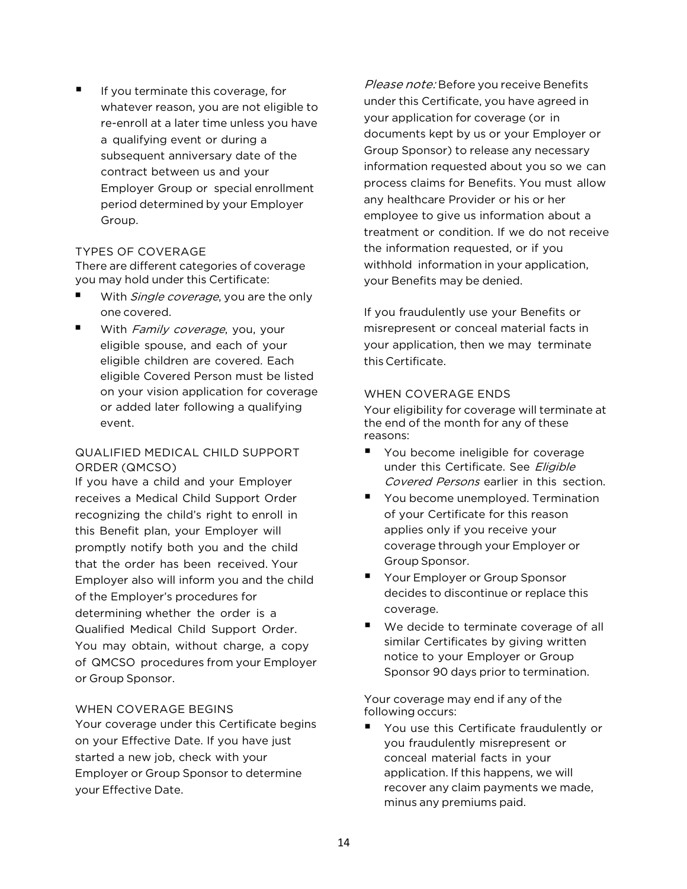- If you terminate this coverage, for whatever reason, you are not eligible to re-enroll at a later time unless you have a qualifying event or during a subsequent anniversary date of the contract between us and your Employer Group or special enrollment period determined by your Employer Group.

### TYPES OF COVERAGE

There are different categories of coverage you may hold under this Certificate:

- With *Single coverage*, you are the only one covered.
- With *Family coverage*, you, your eligible spouse, and each of your eligible children are covered. Each eligible Covered Person must be listed on your vision application for coverage or added later following a qualifying event.

### QUALIFIED MEDICAL CHILD SUPPORT ORDER (QMCSO)

If you have a child and your Employer receives a Medical Child Support Order recognizing the child's right to enroll in this Benefit plan, your Employer will promptly notify both you and the child that the order has been received. Your Employer also will inform you and the child of the Employer's procedures for determining whether the order is a Qualified Medical Child Support Order. You may obtain, without charge, a copy of QMCSO procedures from your Employer or Group Sponsor.

### WHEN COVERAGE BEGINS

Your coverage under this Certificate begins on your Effective Date. If you have just started a new job, check with your Employer or Group Sponsor to determine your Effective Date.

*Please note:* Before you receive Benefits under this Certificate, you have agreed in your application for coverage (or in documents kept by us or your Employer or Group Sponsor) to release any necessary information requested about you so we can process claims for Benefits. You must allow any healthcare Provider or his or her employee to give us information about a treatment or condition. If we do not receive the information requested, or if you withhold information in your application, your Benefits may be denied.

If you fraudulently use your Benefits or misrepresent or conceal material facts in your application, then we may terminate this Certificate.

### WHEN COVERAGE ENDS

Your eligibility for coverage will terminate at the end of the month for any of these reasons:

- You become ineligible for coverage under this Certificate. See *Eligible Covered Persons* earlier in this section.
- You become unemployed. Termination of your Certificate for this reason applies only if you receive your coverage through your Employer or Group Sponsor.
- Your Employer or Group Sponsor decides to discontinue or replace this coverage.
- We decide to terminate coverage of all similar Certificates by giving written notice to your Employer or Group Sponsor 90 days prior to termination.

Your coverage may end if any of the following occurs:

- You use this Certificate fraudulently or you fraudulently misrepresent or conceal material facts in your application. If this happens, we will recover any claim payments we made, minus any premiums paid.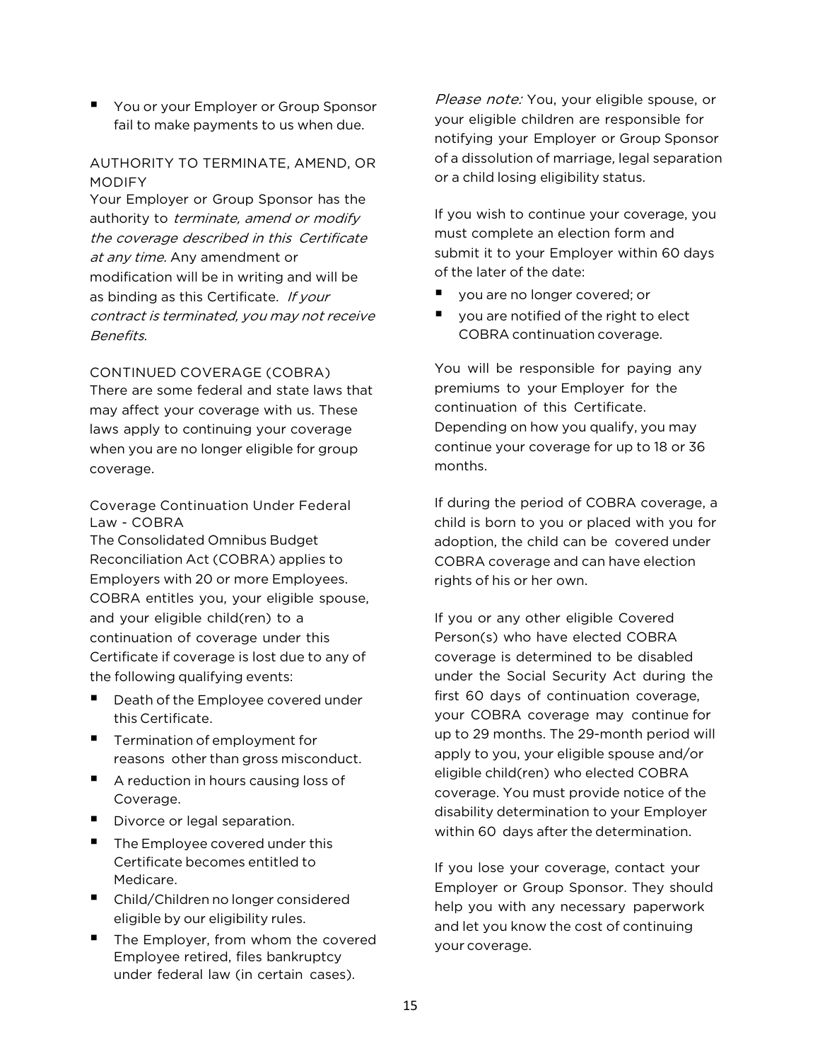- You or your Employer or Group Sponsor fail to make payments to us when due.

## AUTHORITY TO TERMINATE, AMEND, OR MODIFY

Your Employer or Group Sponsor has the authority to *terminate, amend or modify the coverage described in this Certificate at any time.* Any amendment or modification will be in writing and will be as binding as this Certificate. *If your contract is terminated, you may not receive Benefits.*

## CONTINUED COVERAGE (COBRA)

There are some federal and state laws that may affect your coverage with us. These laws apply to continuing your coverage when you are no longer eligible for group coverage.

### Coverage Continuation Under Federal Law - COBRA

The Consolidated Omnibus Budget Reconciliation Act (COBRA) applies to Employers with 20 or more Employees. COBRA entitles you, your eligible spouse, and your eligible child(ren) to a continuation of coverage under this Certificate if coverage is lost due to any of the following qualifying events:

- Death of the Employee covered under this Certificate.
- Termination of employment for reasons other than gross misconduct.
- A reduction in hours causing loss of Coverage.
- Divorce or legal separation.
- The Employee covered under this Certificate becomes entitled to Medicare.
- Child/Children no longer considered eligible by our eligibility rules.
- The Employer, from whom the covered Employee retired, files bankruptcy under federal law (in certain cases).

*Please note:* You, your eligible spouse, or your eligible children are responsible for notifying your Employer or Group Sponsor of a dissolution of marriage, legal separation or a child losing eligibility status.

If you wish to continue your coverage, you must complete an election form and submit it to your Employer within 60 days of the later of the date:

- you are no longer covered; or
- you are notified of the right to elect COBRA continuation coverage.

You will be responsible for paying any premiums to your Employer for the continuation of this Certificate. Depending on how you qualify, you may continue your coverage for up to 18 or 36 months.

If during the period of COBRA coverage, a child is born to you or placed with you for adoption, the child can be covered under COBRA coverage and can have election rights of his or her own.

If you or any other eligible Covered Person(s) who have elected COBRA coverage is determined to be disabled under the Social Security Act during the first 60 days of continuation coverage, your COBRA coverage may continue for up to 29 months. The 29-month period will apply to you, your eligible spouse and/or eligible child(ren) who elected COBRA coverage. You must provide notice of the disability determination to your Employer within 60 days after the determination.

If you lose your coverage, contact your Employer or Group Sponsor. They should help you with any necessary paperwork and let you know the cost of continuing your coverage.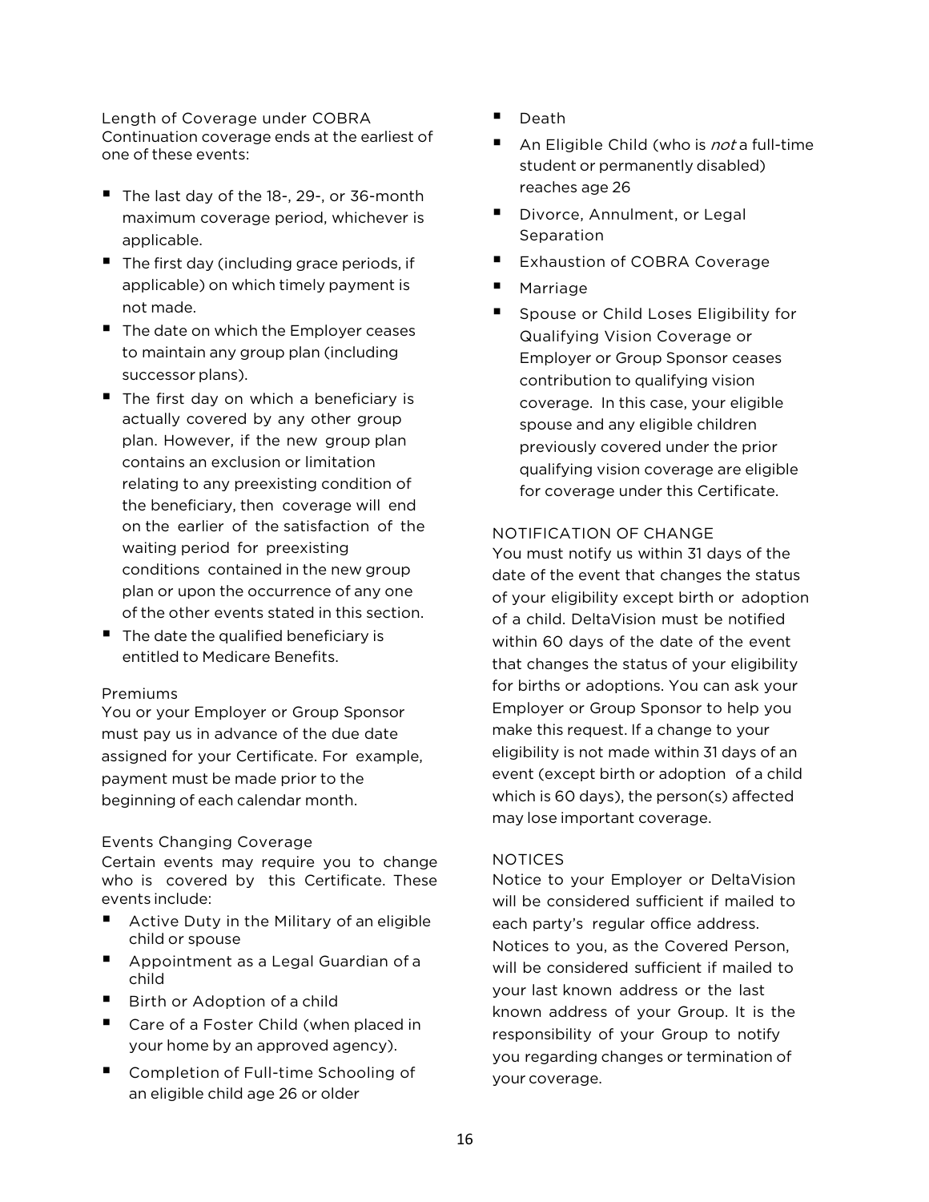### Length of Coverage under COBRA

Continuation coverage ends at the earliest of one of these events:

- The last day of the 18-, 29-, or 36-month maximum coverage period, whichever is applicable.
- The first day (including grace periods, if applicable) on which timely payment is not made.
- The date on which the Employer ceases to maintain any group plan (including successor plans).
- The first day on which a beneficiary is actually covered by any other group plan. However, if the new group plan contains an exclusion or limitation relating to any preexisting condition of the beneficiary, then coverage will end on the earlier of the satisfaction of the waiting period for preexisting conditions contained in the new group plan or upon the occurrence of any one of the other events stated in this section.
- The date the qualified beneficiary is entitled to Medicare Benefits.

### Premiums

You or your Employer or Group Sponsor must pay us in advance of the due date assigned for your Certificate. For example, payment must be made prior to the beginning of each calendar month.

### Events Changing Coverage

Certain events may require you to change who is covered by this Certificate. These events include:

- Active Duty in the Military of an eligible child or spouse
- Appointment as a Legal Guardian of a child
- Birth or Adoption of a child
- Care of a Foster Child (when placed in your home by an approved agency).
- Completion of Full-time Schooling of an eligible child age 26 or older
- Death
- An Eligible Child (who is *not* a full-time student or permanently disabled) reaches age 26
- Divorce, Annulment, or Legal Separation
- Exhaustion of COBRA Coverage
- Marriage
- Spouse or Child Loses Eligibility for Qualifying Vision Coverage or Employer or Group Sponsor ceases contribution to qualifying vision coverage. In this case, your eligible spouse and any eligible children previously covered under the prior qualifying vision coverage are eligible for coverage under this Certificate.

### NOTIFICATION OF CHANGE

You must notify us within 31 days of the date of the event that changes the status of your eligibility except birth or adoption of a child. DeltaVision must be notified within 60 days of the date of the event that changes the status of your eligibility for births or adoptions. You can ask your Employer or Group Sponsor to help you make this request. If a change to your eligibility is not made within 31 days of an event (except birth or adoption of a child which is 60 days), the person(s) affected may lose important coverage.

### NOTICES

Notice to your Employer or DeltaVision will be considered sufficient if mailed to each party's regular office address. Notices to you, as the Covered Person, will be considered sufficient if mailed to your last known address or the last known address of your Group. It is the responsibility of your Group to notify you regarding changes or termination of your coverage.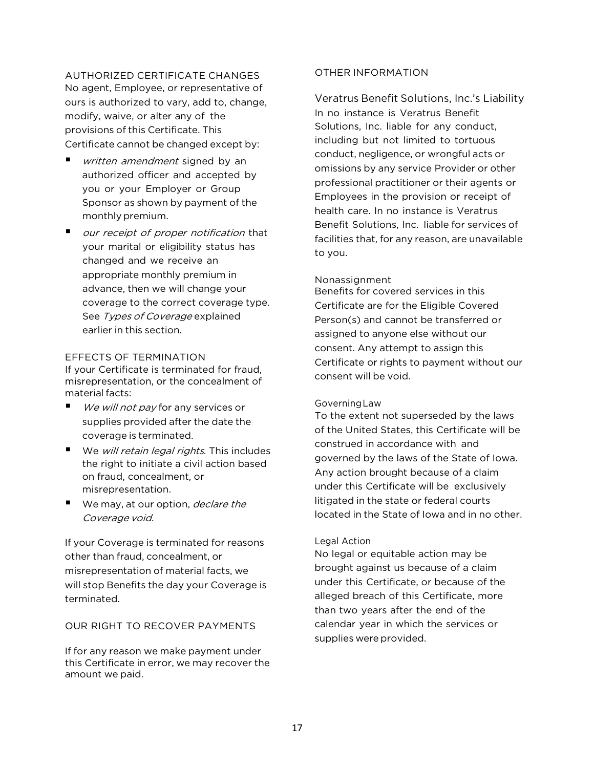## AUTHORIZED CERTIFICATE CHANGES

No agent, Employee, or representative of ours is authorized to vary, add to, change, modify, waive, or alter any of the provisions of this Certificate. This Certificate cannot be changed except by:

- *written amendment* signed by an authorized officer and accepted by you or your Employer or Group Sponsor as shown by payment of the monthly premium.
- *our receipt of proper notification* that your marital or eligibility status has changed and we receive an appropriate monthly premium in advance, then we will change your coverage to the correct coverage type. See *Types of Coverage* explained earlier in this section.

## EFFECTS OF TERMINATION

If your Certificate is terminated for fraud, misrepresentation, or the concealment of material facts:

- *We will not pay* for any services or supplies provided after the date the coverage is terminated.
- We *will retain legal rights*. This includes the right to initiate a civil action based on fraud, concealment, or misrepresentation.
- We may, at our option, *declare the Coverage void*.

If your Coverage is terminated for reasons other than fraud, concealment, or misrepresentation of material facts, we will stop Benefits the day your Coverage is terminated.

## OUR RIGHT TO RECOVER PAYMENTS

If for any reason we make payment under this Certificate in error, we may recover the amount we paid.

## OTHER INFORMATION

### Veratrus Benefit Solutions, Inc.'s Liability

In no instance is Veratrus Benefit Solutions, Inc. liable for any conduct, including but not limited to tortuous conduct, negligence, or wrongful acts or omissions by any service Provider or other professional practitioner or their agents or Employees in the provision or receipt of health care. In no instance is Veratrus Benefit Solutions, Inc. liable for services of facilities that, for any reason, are unavailable to you.

### Nonassignment

Benefits for covered services in this Certificate are for the Eligible Covered Person(s) and cannot be transferred or assigned to anyone else without our consent. Any attempt to assign this Certificate or rights to payment without our consent will be void.

### Governing Law

To the extent not superseded by the laws of the United States, this Certificate will be construed in accordance with and governed by the laws of the State of Iowa. Any action brought because of a claim under this Certificate will be exclusively litigated in the state or federal courts located in the State of Iowa and in no other.

### Legal Action

No legal or equitable action may be brought against us because of a claim under this Certificate, or because of the alleged breach of this Certificate, more than two years after the end of the calendar year in which the services or supplies were provided.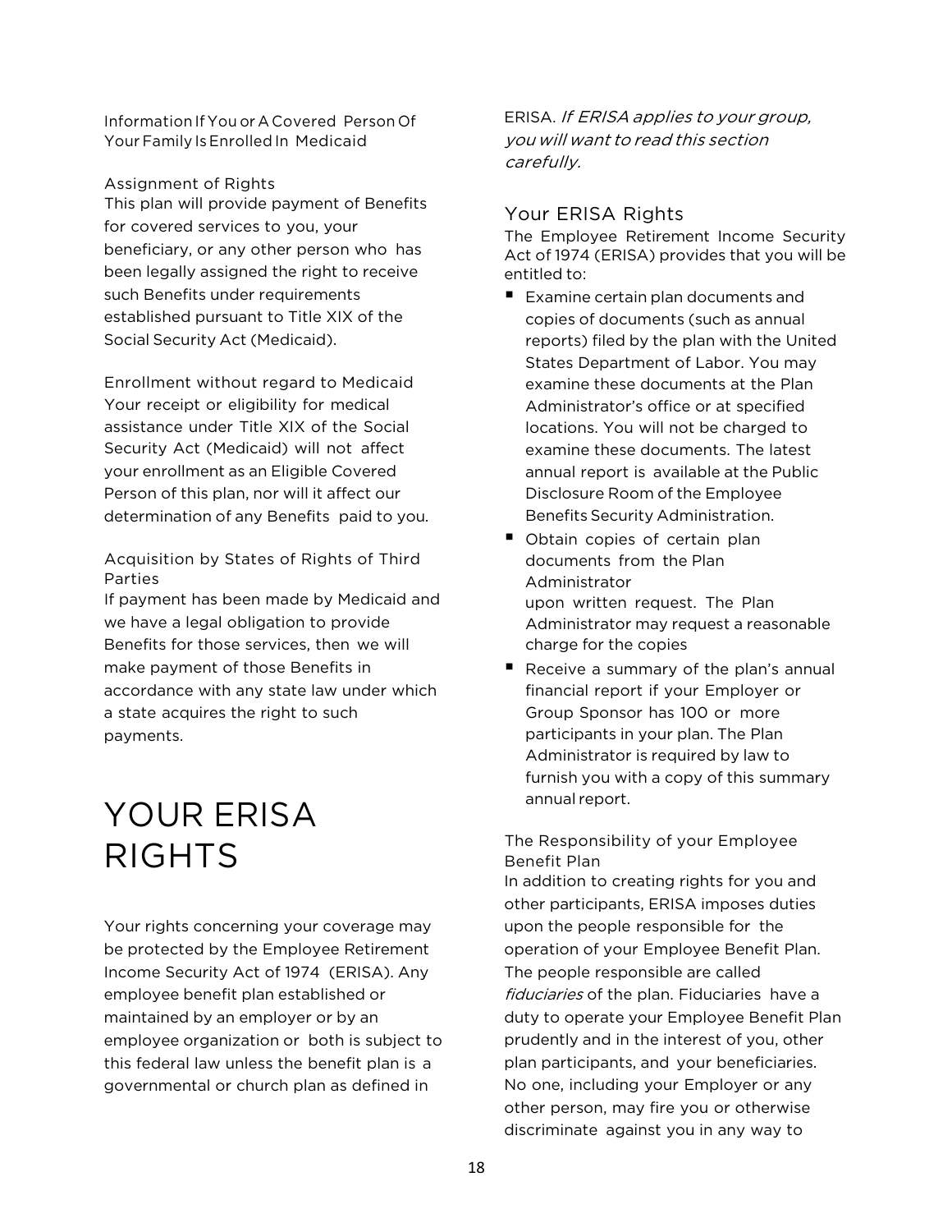Information If You or A Covered Person Of Your Family Is Enrolled In Medicaid

Assignment of Rights

This plan will provide payment of Benefits for covered services to you, your beneficiary, or any other person who has been legally assigned the right to receive such Benefits under requirements established pursuant to Title XIX of the Social Security Act (Medicaid).

Enrollment without regard to Medicaid

Your receipt or eligibility for medical assistance under Title XIX of the Social Security Act (Medicaid) will not affect your enrollment as an Eligible Covered Person of this plan, nor will it affect our determination of any Benefits paid to you.

Acquisition by States of Rights of Third Parties

If payment has been made by Medicaid and we have a legal obligation to provide Benefits for those services, then we will make payment of those Benefits in accordance with any state law under which a state acquires the right to such payments.

# YOUR ERISA RIGHTS

Your rights concerning your coverage may be protected by the Employee Retirement Income Security Act of 1974 (ERISA). Any employee benefit plan established or maintained by an employer or by an employee organization or both is subject to this federal law unless the benefit plan is a governmental or church plan as defined in ERISA. *If ERISA applies to your group, you will want to read this section carefully.*

## Your ERISA Rights

The Employee Retirement Income Security Act of 1974 (ERISA) provides that you will be entitled to:

- Examine certain plan documents and copies of documents (such as annual reports) filed by the plan with the United States Department of Labor. You may examine these documents at the Plan Administrator's office or at specified locations. You will not be charged to examine these documents. The latest annual report is available at the Public Disclosure Room of the Employee Benefits Security Administration.
- Obtain copies of certain plan documents from the Plan Administrator upon written request. The Plan Administrator may request a reasonable charge for the copies
- Receive a summary of the plan's annual financial report if your Employer or Group Sponsor has 100 or more participants in your plan. The Plan Administrator is required by law to furnish you with a copy of this summary annual report.

The Responsibility of your Employee Benefit Plan

In addition to creating rights for you and other participants, ERISA imposes duties upon the people responsible for the operation of your Employee Benefit Plan. The people responsible are called *fiduciaries* of the plan. Fiduciaries have a duty to operate your Employee Benefit Plan prudently and in the interest of you, other plan participants, and your beneficiaries. No one, including your Employer or any other person, may fire you or otherwise discriminate against you in any way to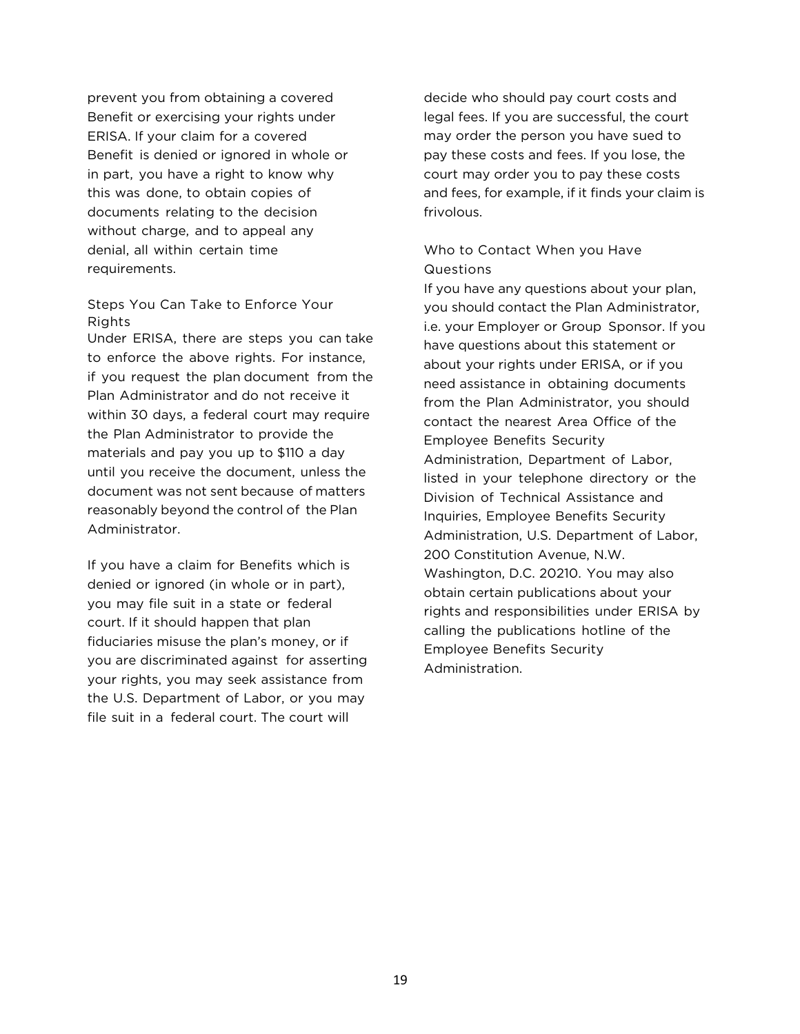prevent you from obtaining a covered Benefit or exercising your rights under ERISA. If your claim for a covered Benefit is denied or ignored in whole or in part, you have a right to know why this was done, to obtain copies of documents relating to the decision without charge, and to appeal any denial, all within certain time requirements.

### Steps You Can Take to Enforce Your Rights

Under ERISA, there are steps you can take to enforce the above rights. For instance, if you request the plan document from the Plan Administrator and do not receive it within 30 days, a federal court may require the Plan Administrator to provide the materials and pay you up to $110 a day until you receive the document, unless the document was not sent because of matters reasonably beyond the control of the Plan Administrator.

If you have a claim for Benefits which is denied or ignored (in whole or in part), you may file suit in a state or federal court. If it should happen that plan fiduciaries misuse the plan's money, or if you are discriminated against for asserting your rights, you may seek assistance from the U.S. Department of Labor, or you may file suit in a federal court. The court will decide who should pay court costs and legal fees. If you are successful, the court may order the person you have sued to pay these costs and fees. If you lose, the court may order you to pay these costs and fees, for example, if it finds your claim is frivolous.

### Who to Contact When you Have Questions

If you have any questions about your plan, you should contact the Plan Administrator, i.e. your Employer or Group Sponsor. If you have questions about this statement or about your rights under ERISA, or if you need assistance in obtaining documents from the Plan Administrator, you should contact the nearest Area Office of the Employee Benefits Security Administration, Department of Labor, listed in your telephone directory or the Division of Technical Assistance and Inquiries, Employee Benefits Security Administration, U.S. Department of Labor, 200 Constitution Avenue, N.W. Washington, D.C. 20210. You may also obtain certain publications about your rights and responsibilities under ERISA by calling the publications hotline of the Employee Benefits Security Administration.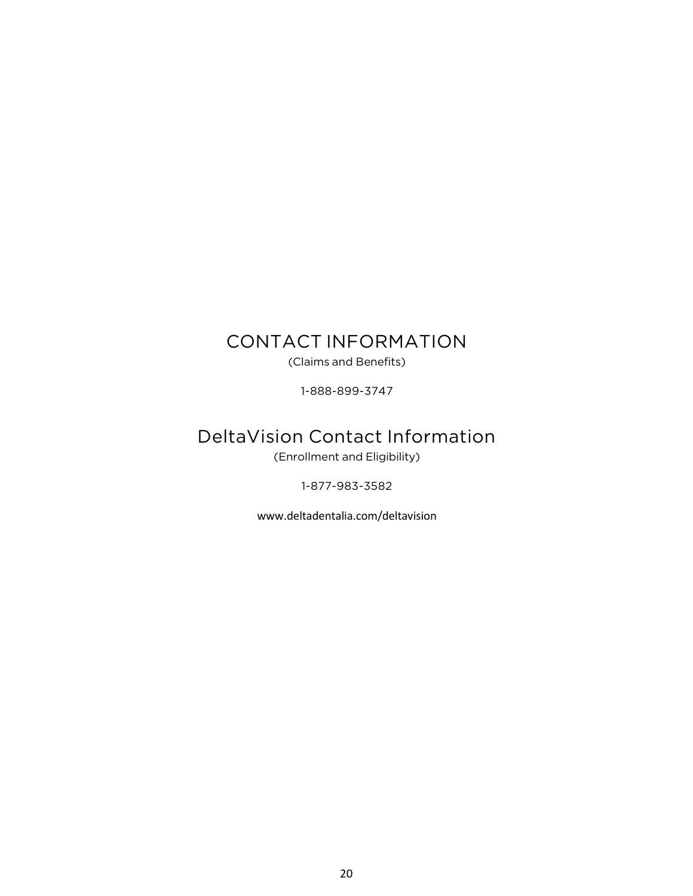# CONTACT INFORMATION

(Claims and Benefits)

1-888-899-3747

# DeltaVision Contact Information

(Enrollment and Eligibility)

1-877-983-3582

www.deltadentalia.com/deltavision